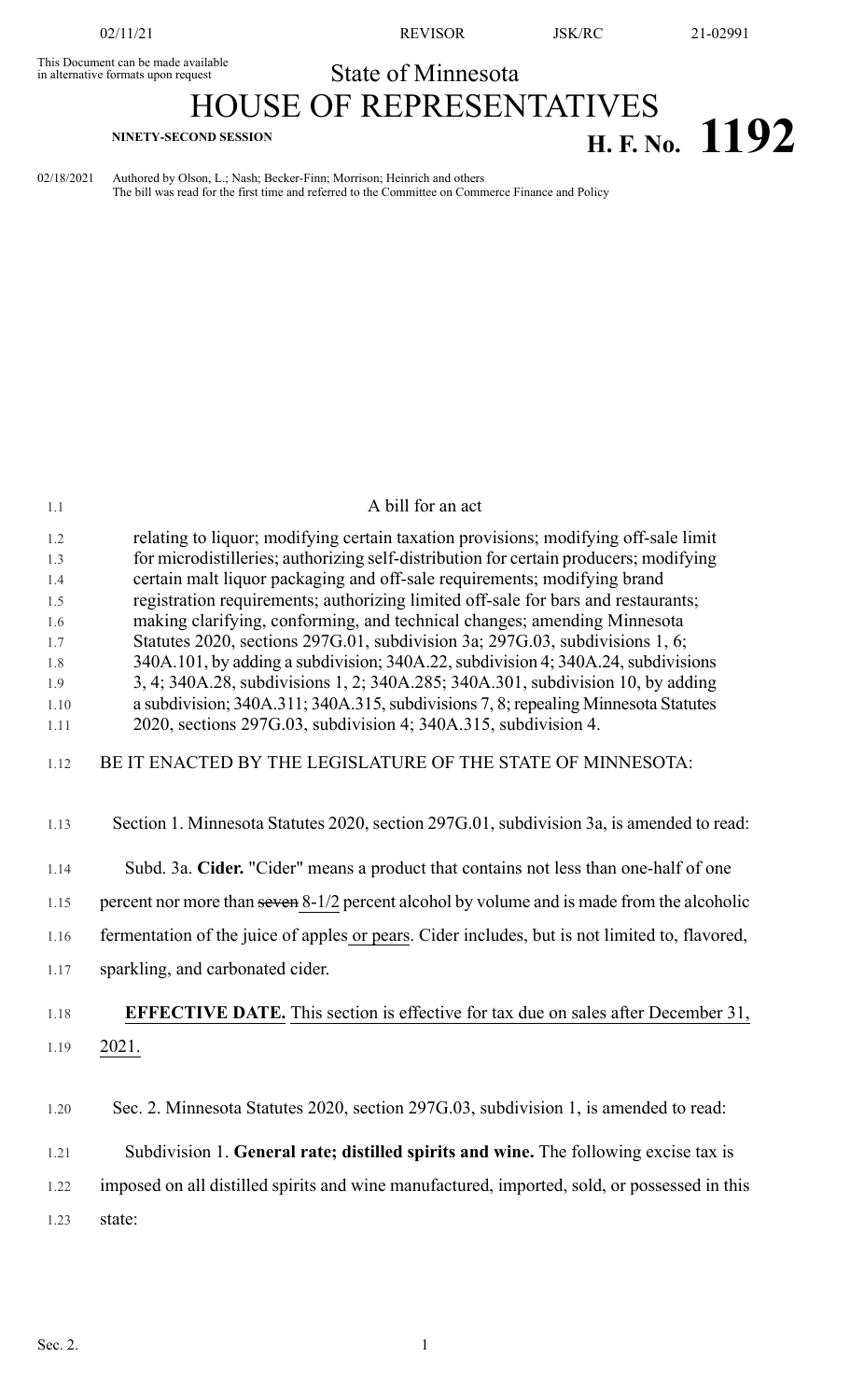This Document can be made available in alternative formats upon request

State of Minnesota

# HOUSE OF REPRESENTATIVES

**NINETY-SECOND SESSION**

# H. F. No. 1192

02/18/2021 Authored by Olson, L.; Nash; Becker-Finn; Morrison; Heinrich and others
The bill was read for the first time and referred to the Committee on Commerce Finance and Policy

A bill for an act

relating to liquor; modifying certain taxation provisions; modifying off-sale limit for microdistilleries; authorizing self-distribution for certain producers; modifying certain malt liquor packaging and off-sale requirements; modifying brand registration requirements; authorizing limited off-sale for bars and restaurants; making clarifying, conforming, and technical changes; amending Minnesota Statutes 2020, sections 297G.01, subdivision 3a; 297G.03, subdivisions 1, 6; 340A.101, by adding a subdivision; 340A.22, subdivision 4; 340A.24, subdivisions 3, 4; 340A.28, subdivisions 1, 2; 340A.285; 340A.301, subdivision 10, by adding a subdivision; 340A.311; 340A.315, subdivisions 7, 8; repealing Minnesota Statutes 2020, sections 297G.03, subdivision 4; 340A.315, subdivision 4.

BE IT ENACTED BY THE LEGISLATURE OF THE STATE OF MINNESOTA:

Section 1. Minnesota Statutes 2020, section 297G.01, subdivision 3a, is amended to read:

Subd. 3a. **Cider.** "Cider" means a product that contains not less than one-half of one percent nor more than ~~seven~~ 8-1/2 percent alcohol by volume and is made from the alcoholic fermentation of the juice of apples or pears. Cider includes, but is not limited to, flavored, sparkling, and carbonated cider.

**EFFECTIVE DATE.** This section is effective for tax due on sales after December 31, 2021.

Sec. 2. Minnesota Statutes 2020, section 297G.03, subdivision 1, is amended to read:

Subdivision 1. **General rate; distilled spirits and wine.** The following excise tax is imposed on all distilled spirits and wine manufactured, imported, sold, or possessed in this state: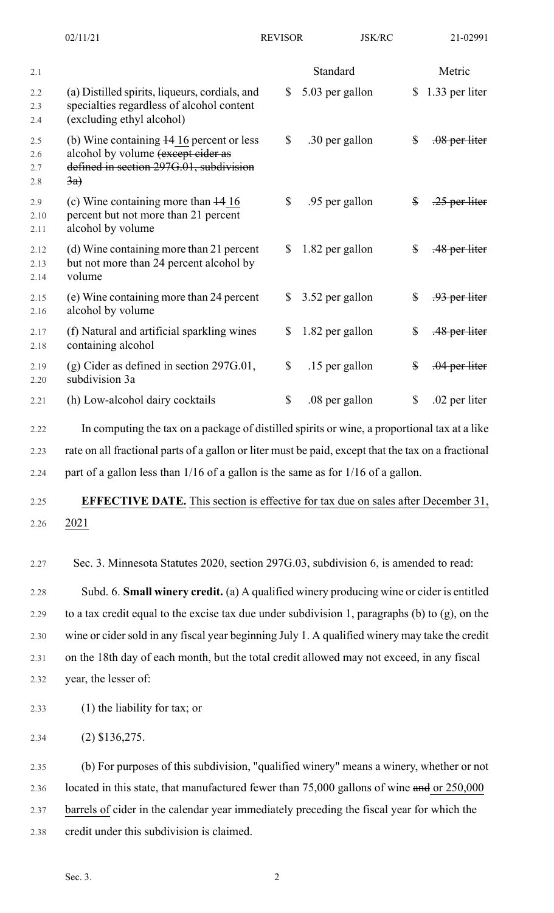| | Standard | Metric |
|---|---|---|
| (a) Distilled spirits, liqueurs, cordials, and specialties regardless of alcohol content (excluding ethyl alcohol) | $ 5.03 per gallon | $ 1.33 per liter |
| (b) Wine containing ~~14~~ 16 percent or less alcohol by volume ~~(except cider as defined in section 297G.01, subdivision 3a)~~ | $ .30 per gallon | ~~$ .08 per liter~~ |
| (c) Wine containing more than ~~14~~ 16 percent but not more than 21 percent alcohol by volume | $ .95 per gallon | ~~$ .25 per liter~~ |
| (d) Wine containing more than 21 percent but not more than 24 percent alcohol by volume | $ 1.82 per gallon | ~~$ .48 per liter~~ |
| (e) Wine containing more than 24 percent alcohol by volume | $ 3.52 per gallon | ~~$ .93 per liter~~ |
| (f) Natural and artificial sparkling wines containing alcohol | $ 1.82 per gallon | ~~$ .48 per liter~~ |
| (g) Cider as defined in section 297G.01, subdivision 3a | $ .15 per gallon | ~~$ .04 per liter~~ |
| (h) Low-alcohol dairy cocktails | $ .08 per gallon | $ .02 per liter |

In computing the tax on a package of distilled spirits or wine, a proportional tax at a like rate on all fractional parts of a gallon or liter must be paid, except that the tax on a fractional part of a gallon less than 1/16 of a gallon is the same as for 1/16 of a gallon.

**EFFECTIVE DATE.** This section is effective for tax due on sales after December 31, 2021

Sec. 3. Minnesota Statutes 2020, section 297G.03, subdivision 6, is amended to read:

Subd. 6. **Small winery credit.** (a) A qualified winery producing wine or cider is entitled to a tax credit equal to the excise tax due under subdivision 1, paragraphs (b) to (g), on the wine or cider sold in any fiscal year beginning July 1. A qualified winery may take the credit on the 18th day of each month, but the total credit allowed may not exceed, in any fiscal year, the lesser of:

(1) the liability for tax; or

(2) $136,275.

(b) For purposes of this subdivision, "qualified winery" means a winery, whether or not located in this state, that manufactured fewer than 75,000 gallons of wine ~~and~~ or 250,000 barrels of cider in the calendar year immediately preceding the fiscal year for which the credit under this subdivision is claimed.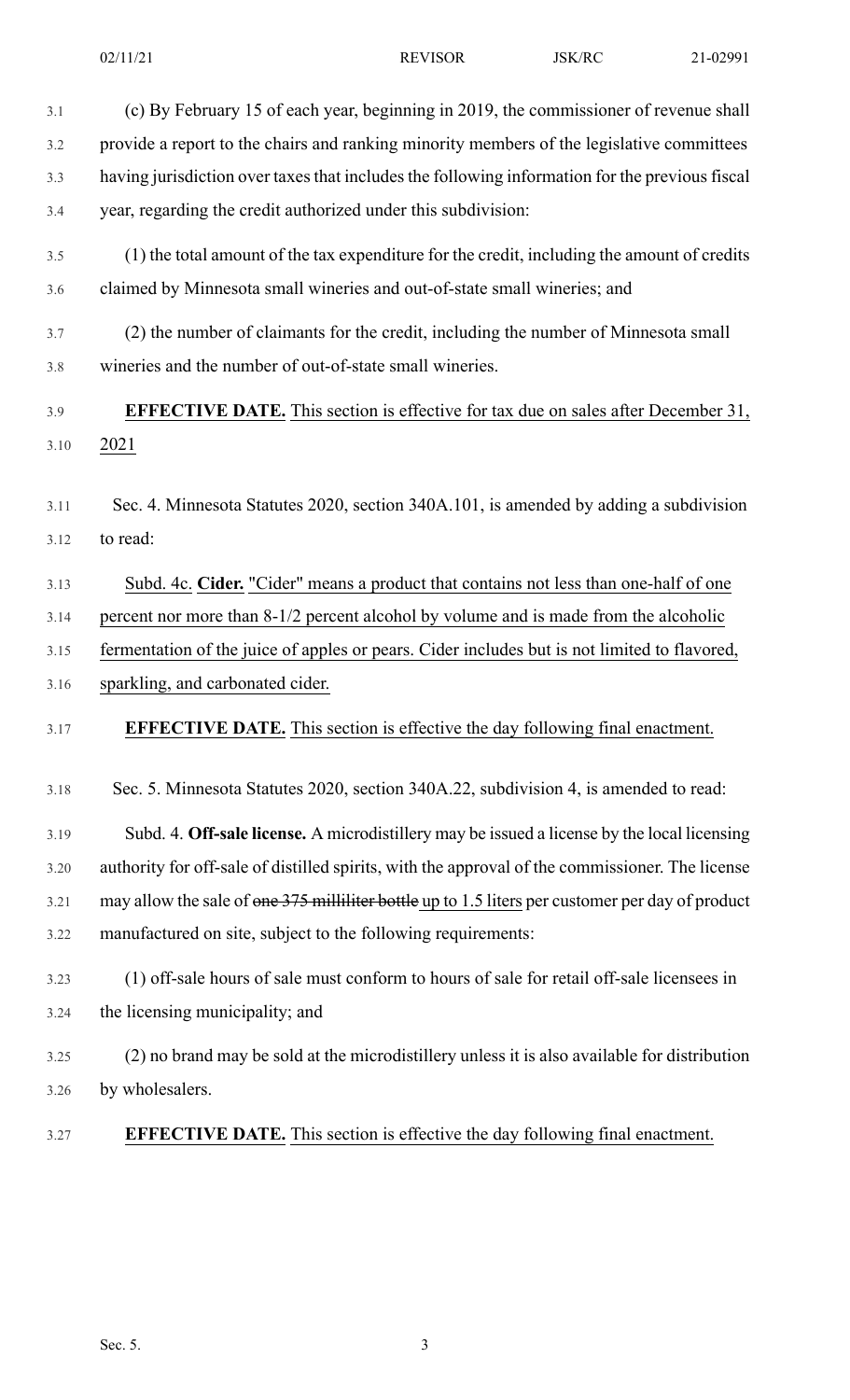(c) By February 15 of each year, beginning in 2019, the commissioner of revenue shall provide a report to the chairs and ranking minority members of the legislative committees having jurisdiction over taxes that includes the following information for the previous fiscal year, regarding the credit authorized under this subdivision:

(1) the total amount of the tax expenditure for the credit, including the amount of credits claimed by Minnesota small wineries and out-of-state small wineries; and

(2) the number of claimants for the credit, including the number of Minnesota small wineries and the number of out-of-state small wineries.

**EFFECTIVE DATE.** This section is effective for tax due on sales after December 31, 2021

Sec. 4. Minnesota Statutes 2020, section 340A.101, is amended by adding a subdivision to read:

Subd. 4c. **Cider.** "Cider" means a product that contains not less than one-half of one percent nor more than 8-1/2 percent alcohol by volume and is made from the alcoholic fermentation of the juice of apples or pears. Cider includes but is not limited to flavored, sparkling, and carbonated cider.

**EFFECTIVE DATE.** This section is effective the day following final enactment.

Sec. 5. Minnesota Statutes 2020, section 340A.22, subdivision 4, is amended to read:

Subd. 4. **Off-sale license.** A microdistillery may be issued a license by the local licensing authority for off-sale of distilled spirits, with the approval of the commissioner. The license may allow the sale of ~~one 375 milliliter bottle~~ up to 1.5 liters per customer per day of product manufactured on site, subject to the following requirements:

(1) off-sale hours of sale must conform to hours of sale for retail off-sale licensees in the licensing municipality; and

(2) no brand may be sold at the microdistillery unless it is also available for distribution by wholesalers.

**EFFECTIVE DATE.** This section is effective the day following final enactment.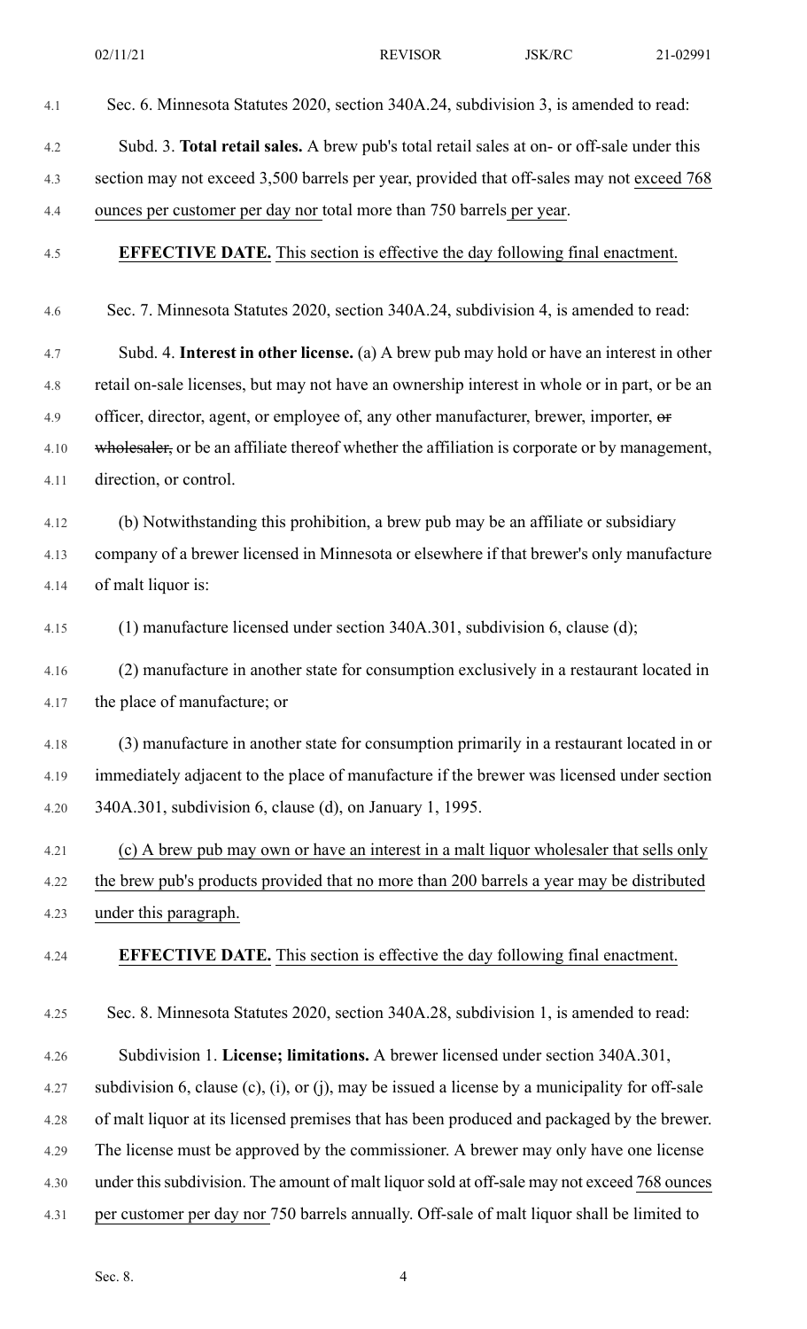Sec. 6. Minnesota Statutes 2020, section 340A.24, subdivision 3, is amended to read:

Subd. 3. **Total retail sales.** A brew pub's total retail sales at on- or off-sale under this section may not exceed 3,500 barrels per year, provided that off-sales may not exceed 768 ounces per customer per day nor total more than 750 barrels per year.

**EFFECTIVE DATE.** This section is effective the day following final enactment.

Sec. 7. Minnesota Statutes 2020, section 340A.24, subdivision 4, is amended to read:

Subd. 4. **Interest in other license.** (a) A brew pub may hold or have an interest in other retail on-sale licenses, but may not have an ownership interest in whole or in part, or be an officer, director, agent, or employee of, any other manufacturer, brewer, importer, ~~or~~ ~~wholesaler,~~ or be an affiliate thereof whether the affiliation is corporate or by management, direction, or control.

(b) Notwithstanding this prohibition, a brew pub may be an affiliate or subsidiary company of a brewer licensed in Minnesota or elsewhere if that brewer's only manufacture of malt liquor is:

(1) manufacture licensed under section 340A.301, subdivision 6, clause (d);

(2) manufacture in another state for consumption exclusively in a restaurant located in the place of manufacture; or

(3) manufacture in another state for consumption primarily in a restaurant located in or immediately adjacent to the place of manufacture if the brewer was licensed under section 340A.301, subdivision 6, clause (d), on January 1, 1995.

(c) A brew pub may own or have an interest in a malt liquor wholesaler that sells only the brew pub's products provided that no more than 200 barrels a year may be distributed under this paragraph.

**EFFECTIVE DATE.** This section is effective the day following final enactment.

Sec. 8. Minnesota Statutes 2020, section 340A.28, subdivision 1, is amended to read:

Subdivision 1. **License; limitations.** A brewer licensed under section 340A.301, subdivision 6, clause (c), (i), or (j), may be issued a license by a municipality for off-sale of malt liquor at its licensed premises that has been produced and packaged by the brewer. The license must be approved by the commissioner. A brewer may only have one license under this subdivision. The amount of malt liquor sold at off-sale may not exceed 768 ounces per customer per day nor 750 barrels annually. Off-sale of malt liquor shall be limited to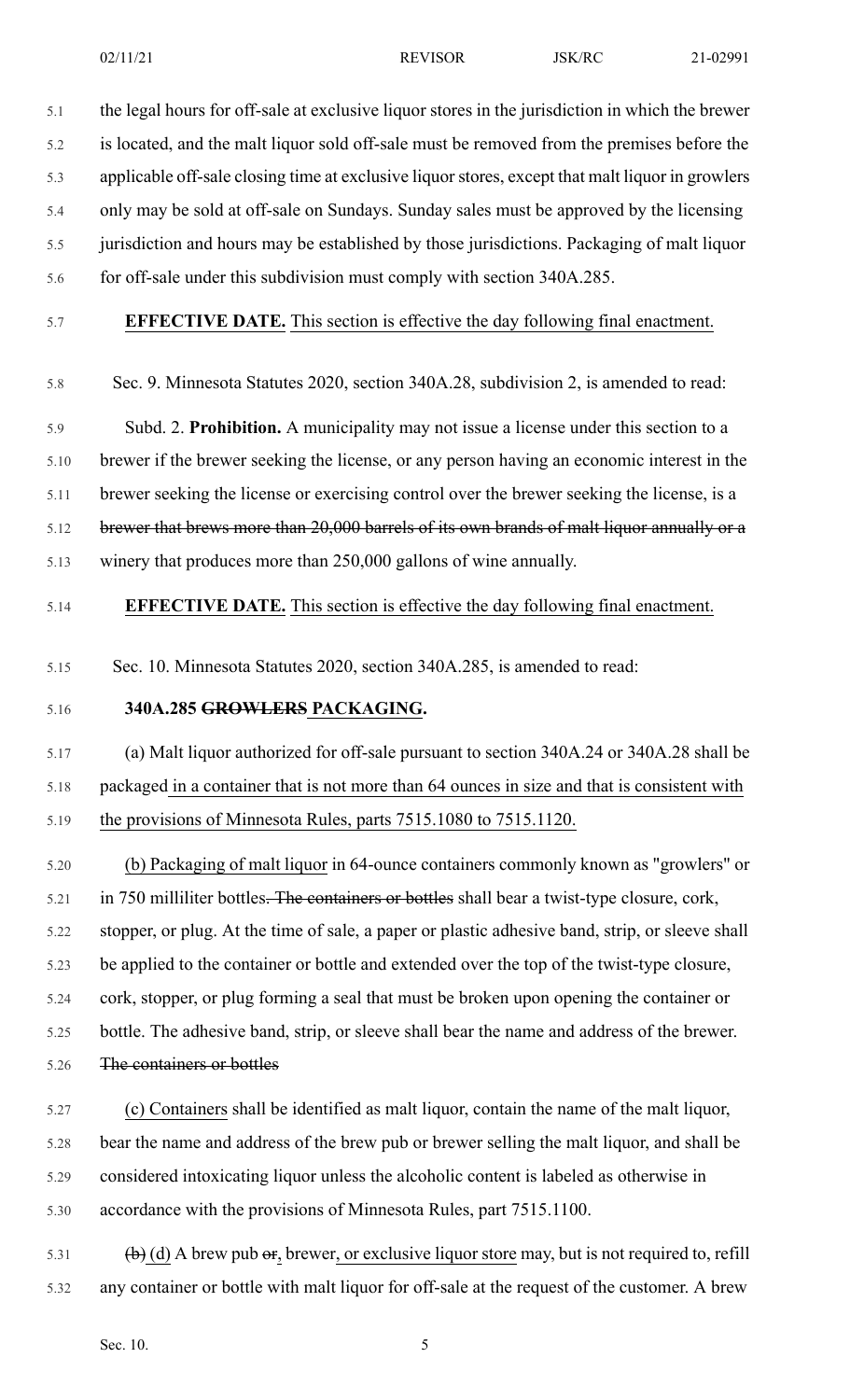the legal hours for off-sale at exclusive liquor stores in the jurisdiction in which the brewer is located, and the malt liquor sold off-sale must be removed from the premises before the applicable off-sale closing time at exclusive liquor stores, except that malt liquor in growlers only may be sold at off-sale on Sundays. Sunday sales must be approved by the licensing jurisdiction and hours may be established by those jurisdictions. Packaging of malt liquor for off-sale under this subdivision must comply with section 340A.285.

**EFFECTIVE DATE.** This section is effective the day following final enactment.

Sec. 9. Minnesota Statutes 2020, section 340A.28, subdivision 2, is amended to read:

Subd. 2. **Prohibition.** A municipality may not issue a license under this section to a brewer if the brewer seeking the license, or any person having an economic interest in the brewer seeking the license or exercising control over the brewer seeking the license, is a ~~brewer that brews more than 20,000 barrels of its own brands of malt liquor annually or a~~ winery that produces more than 250,000 gallons of wine annually.

**EFFECTIVE DATE.** This section is effective the day following final enactment.

Sec. 10. Minnesota Statutes 2020, section 340A.285, is amended to read:

**340A.285 ~~GROWLERS~~ PACKAGING.**

(a) Malt liquor authorized for off-sale pursuant to section 340A.24 or 340A.28 shall be packaged in a container that is not more than 64 ounces in size and that is consistent with the provisions of Minnesota Rules, parts 7515.1080 to 7515.1120.

(b) Packaging of malt liquor in 64-ounce containers commonly known as "growlers" or in 750 milliliter bottles~~. The containers or bottles~~ shall bear a twist-type closure, cork, stopper, or plug. At the time of sale, a paper or plastic adhesive band, strip, or sleeve shall be applied to the container or bottle and extended over the top of the twist-type closure, cork, stopper, or plug forming a seal that must be broken upon opening the container or bottle. The adhesive band, strip, or sleeve shall bear the name and address of the brewer. ~~The containers or bottles~~

(c) Containers shall be identified as malt liquor, contain the name of the malt liquor, bear the name and address of the brew pub or brewer selling the malt liquor, and shall be considered intoxicating liquor unless the alcoholic content is labeled as otherwise in accordance with the provisions of Minnesota Rules, part 7515.1100.

~~(b)~~ (d) A brew pub ~~or~~, brewer, or exclusive liquor store may, but is not required to, refill any container or bottle with malt liquor for off-sale at the request of the customer. A brew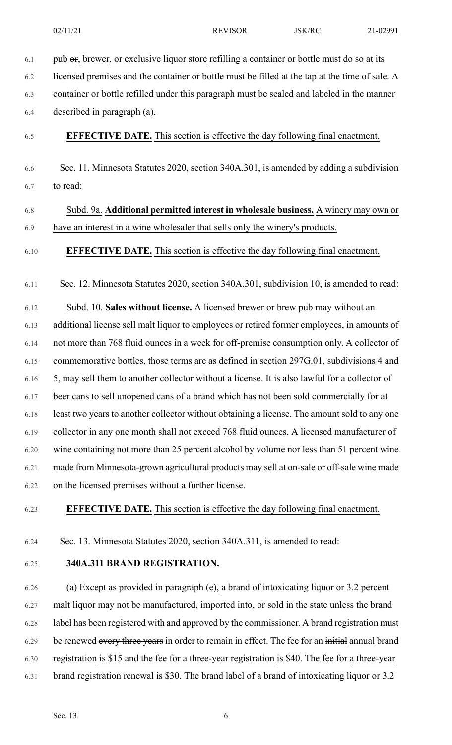pub ~~or~~, brewer, or exclusive liquor store refilling a container or bottle must do so at its licensed premises and the container or bottle must be filled at the tap at the time of sale. A container or bottle refilled under this paragraph must be sealed and labeled in the manner described in paragraph (a).

**EFFECTIVE DATE.** This section is effective the day following final enactment.

Sec. 11. Minnesota Statutes 2020, section 340A.301, is amended by adding a subdivision to read:

Subd. 9a. **Additional permitted interest in wholesale business.** A winery may own or have an interest in a wine wholesaler that sells only the winery's products.

**EFFECTIVE DATE.** This section is effective the day following final enactment.

Sec. 12. Minnesota Statutes 2020, section 340A.301, subdivision 10, is amended to read:

Subd. 10. **Sales without license.** A licensed brewer or brew pub may without an additional license sell malt liquor to employees or retired former employees, in amounts of not more than 768 fluid ounces in a week for off-premise consumption only. A collector of commemorative bottles, those terms are as defined in section 297G.01, subdivisions 4 and 5, may sell them to another collector without a license. It is also lawful for a collector of beer cans to sell unopened cans of a brand which has not been sold commercially for at least two years to another collector without obtaining a license. The amount sold to any one collector in any one month shall not exceed 768 fluid ounces. A licensed manufacturer of wine containing not more than 25 percent alcohol by volume ~~nor less than 51 percent wine made from Minnesota-grown agricultural products~~ may sell at on-sale or off-sale wine made on the licensed premises without a further license.

**EFFECTIVE DATE.** This section is effective the day following final enactment.

Sec. 13. Minnesota Statutes 2020, section 340A.311, is amended to read:

**340A.311 BRAND REGISTRATION.**

(a) Except as provided in paragraph (e), a brand of intoxicating liquor or 3.2 percent malt liquor may not be manufactured, imported into, or sold in the state unless the brand label has been registered with and approved by the commissioner. A brand registration must be renewed ~~every three years~~ in order to remain in effect. The fee for an ~~initial~~ annual brand registration is $15 and the fee for a three-year registration is $40. The fee for a three-year brand registration renewal is $30. The brand label of a brand of intoxicating liquor or 3.2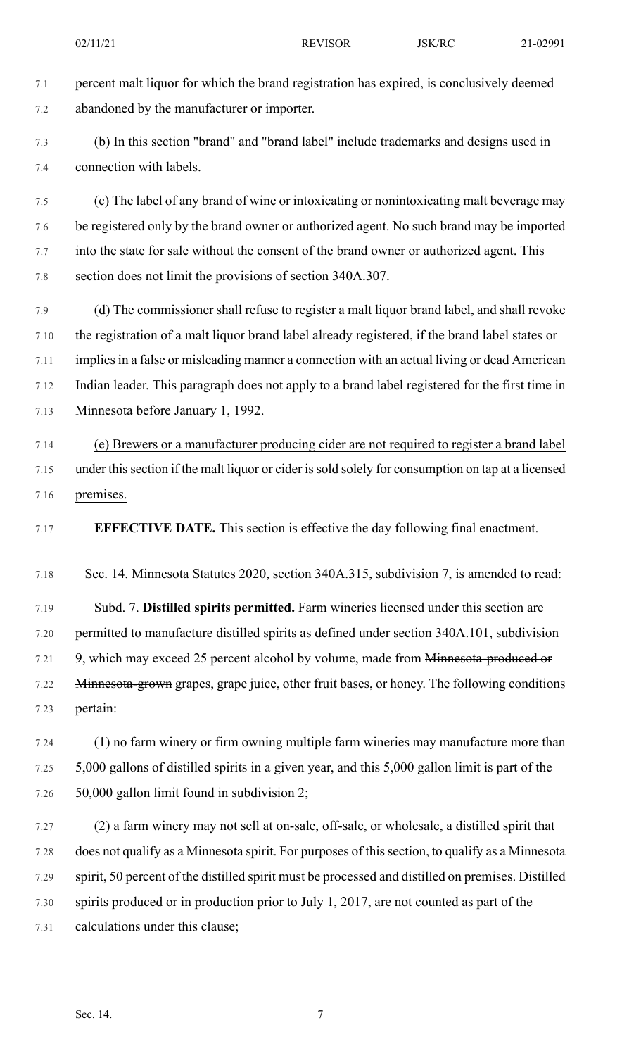percent malt liquor for which the brand registration has expired, is conclusively deemed abandoned by the manufacturer or importer.

(b) In this section "brand" and "brand label" include trademarks and designs used in connection with labels.

(c) The label of any brand of wine or intoxicating or nonintoxicating malt beverage may be registered only by the brand owner or authorized agent. No such brand may be imported into the state for sale without the consent of the brand owner or authorized agent. This section does not limit the provisions of section 340A.307.

(d) The commissioner shall refuse to register a malt liquor brand label, and shall revoke the registration of a malt liquor brand label already registered, if the brand label states or implies in a false or misleading manner a connection with an actual living or dead American Indian leader. This paragraph does not apply to a brand label registered for the first time in Minnesota before January 1, 1992.

(e) Brewers or a manufacturer producing cider are not required to register a brand label under this section if the malt liquor or cider is sold solely for consumption on tap at a licensed premises.

**EFFECTIVE DATE.** This section is effective the day following final enactment.

Sec. 14. Minnesota Statutes 2020, section 340A.315, subdivision 7, is amended to read:

Subd. 7. **Distilled spirits permitted.** Farm wineries licensed under this section are permitted to manufacture distilled spirits as defined under section 340A.101, subdivision 9, which may exceed 25 percent alcohol by volume, made from ~~Minnesota-produced or Minnesota-grown~~ grapes, grape juice, other fruit bases, or honey. The following conditions pertain:

(1) no farm winery or firm owning multiple farm wineries may manufacture more than 5,000 gallons of distilled spirits in a given year, and this 5,000 gallon limit is part of the 50,000 gallon limit found in subdivision 2;

(2) a farm winery may not sell at on-sale, off-sale, or wholesale, a distilled spirit that does not qualify as a Minnesota spirit. For purposes of this section, to qualify as a Minnesota spirit, 50 percent of the distilled spirit must be processed and distilled on premises. Distilled spirits produced or in production prior to July 1, 2017, are not counted as part of the calculations under this clause;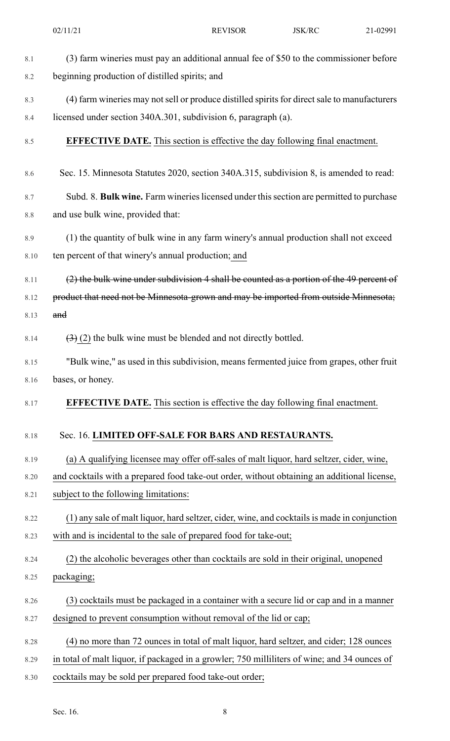(3) farm wineries must pay an additional annual fee of $50 to the commissioner before beginning production of distilled spirits; and

(4) farm wineries may not sell or produce distilled spirits for direct sale to manufacturers licensed under section 340A.301, subdivision 6, paragraph (a).

**EFFECTIVE DATE.** This section is effective the day following final enactment.

Sec. 15. Minnesota Statutes 2020, section 340A.315, subdivision 8, is amended to read:

Subd. 8. **Bulk wine.** Farm wineries licensed under this section are permitted to purchase and use bulk wine, provided that:

(1) the quantity of bulk wine in any farm winery's annual production shall not exceed ten percent of that winery's annual production; and

~~(2) the bulk wine under subdivision 4 shall be counted as a portion of the 49 percent of product that need not be Minnesota-grown and may be imported from outside Minnesota; and~~

~~(3)~~ (2) the bulk wine must be blended and not directly bottled.

"Bulk wine," as used in this subdivision, means fermented juice from grapes, other fruit bases, or honey.

**EFFECTIVE DATE.** This section is effective the day following final enactment.

Sec. 16. **LIMITED OFF-SALE FOR BARS AND RESTAURANTS.**

(a) A qualifying licensee may offer off-sales of malt liquor, hard seltzer, cider, wine, and cocktails with a prepared food take-out order, without obtaining an additional license, subject to the following limitations:

(1) any sale of malt liquor, hard seltzer, cider, wine, and cocktails is made in conjunction with and is incidental to the sale of prepared food for take-out;

(2) the alcoholic beverages other than cocktails are sold in their original, unopened packaging;

(3) cocktails must be packaged in a container with a secure lid or cap and in a manner designed to prevent consumption without removal of the lid or cap;

(4) no more than 72 ounces in total of malt liquor, hard seltzer, and cider; 128 ounces in total of malt liquor, if packaged in a growler; 750 milliliters of wine; and 34 ounces of cocktails may be sold per prepared food take-out order;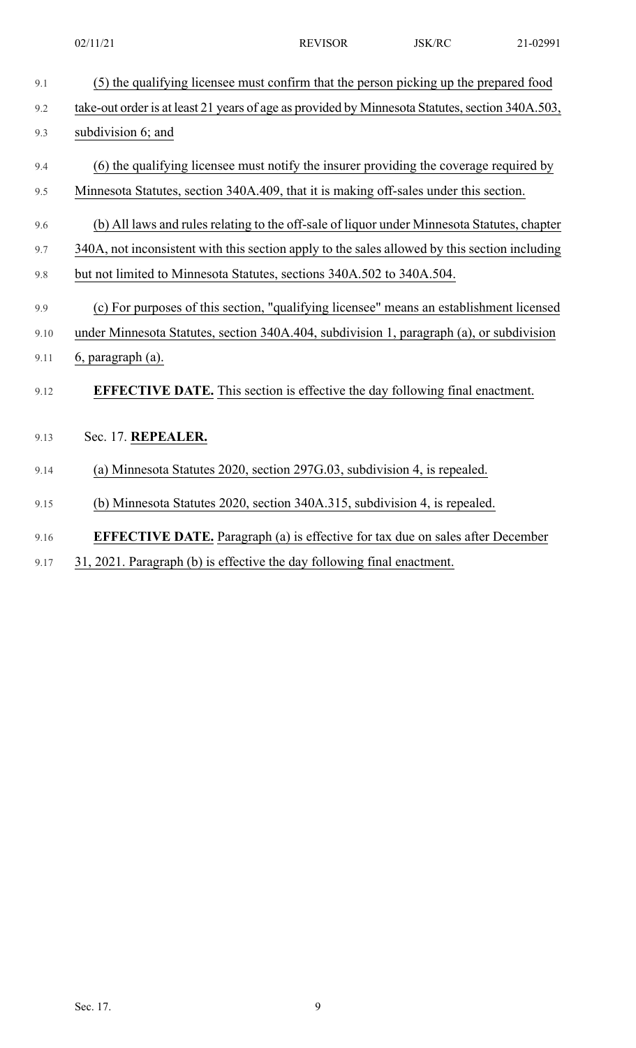(5) the qualifying licensee must confirm that the person picking up the prepared food take-out order is at least 21 years of age as provided by Minnesota Statutes, section 340A.503, subdivision 6; and

(6) the qualifying licensee must notify the insurer providing the coverage required by Minnesota Statutes, section 340A.409, that it is making off-sales under this section.

(b) All laws and rules relating to the off-sale of liquor under Minnesota Statutes, chapter 340A, not inconsistent with this section apply to the sales allowed by this section including but not limited to Minnesota Statutes, sections 340A.502 to 340A.504.

(c) For purposes of this section, "qualifying licensee" means an establishment licensed under Minnesota Statutes, section 340A.404, subdivision 1, paragraph (a), or subdivision 6, paragraph (a).

**EFFECTIVE DATE.** This section is effective the day following final enactment.

Sec. 17. **REPEALER.**

(a) Minnesota Statutes 2020, section 297G.03, subdivision 4, is repealed.

(b) Minnesota Statutes 2020, section 340A.315, subdivision 4, is repealed.

**EFFECTIVE DATE.** Paragraph (a) is effective for tax due on sales after December 31, 2021. Paragraph (b) is effective the day following final enactment.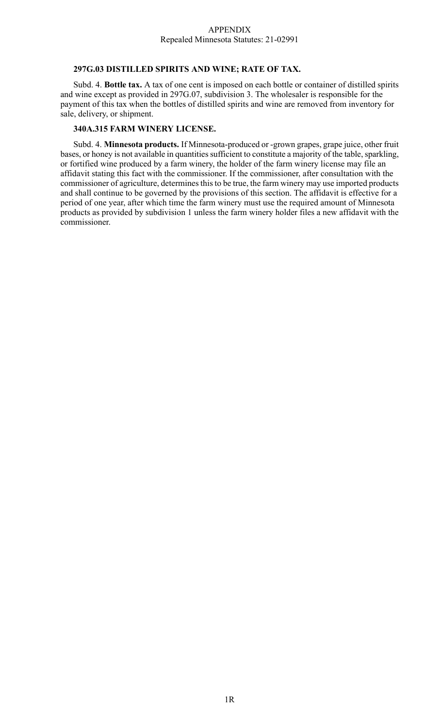APPENDIX
Repealed Minnesota Statutes: 21-02991

### 297G.03 DISTILLED SPIRITS AND WINE; RATE OF TAX.

Subd. 4. **Bottle tax.** A tax of one cent is imposed on each bottle or container of distilled spirits and wine except as provided in 297G.07, subdivision 3. The wholesaler is responsible for the payment of this tax when the bottles of distilled spirits and wine are removed from inventory for sale, delivery, or shipment.

### 340A.315 FARM WINERY LICENSE.

Subd. 4. **Minnesota products.** If Minnesota-produced or -grown grapes, grape juice, other fruit bases, or honey is not available in quantities sufficient to constitute a majority of the table, sparkling, or fortified wine produced by a farm winery, the holder of the farm winery license may file an affidavit stating this fact with the commissioner. If the commissioner, after consultation with the commissioner of agriculture, determines this to be true, the farm winery may use imported products and shall continue to be governed by the provisions of this section. The affidavit is effective for a period of one year, after which time the farm winery must use the required amount of Minnesota products as provided by subdivision 1 unless the farm winery holder files a new affidavit with the commissioner.